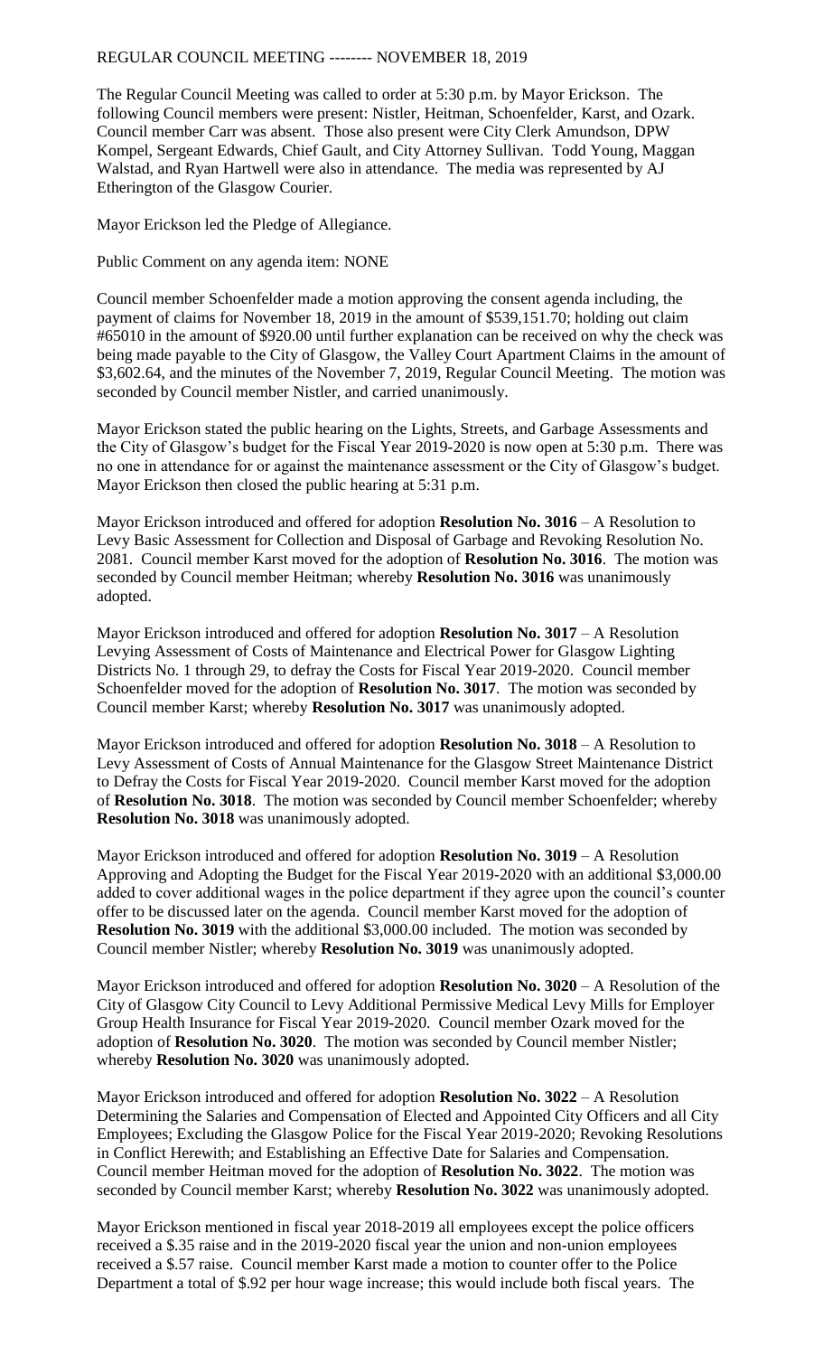REGULAR COUNCIL MEETING -------- NOVEMBER 18, 2019

The Regular Council Meeting was called to order at 5:30 p.m. by Mayor Erickson. The following Council members were present: Nistler, Heitman, Schoenfelder, Karst, and Ozark. Council member Carr was absent. Those also present were City Clerk Amundson, DPW Kompel, Sergeant Edwards, Chief Gault, and City Attorney Sullivan. Todd Young, Maggan Walstad, and Ryan Hartwell were also in attendance. The media was represented by AJ Etherington of the Glasgow Courier.

Mayor Erickson led the Pledge of Allegiance.

Public Comment on any agenda item: NONE

Council member Schoenfelder made a motion approving the consent agenda including, the payment of claims for November 18, 2019 in the amount of $539,151.70; holding out claim #65010 in the amount of $920.00 until further explanation can be received on why the check was being made payable to the City of Glasgow, the Valley Court Apartment Claims in the amount of $3,602.64, and the minutes of the November 7, 2019, Regular Council Meeting. The motion was seconded by Council member Nistler, and carried unanimously.

Mayor Erickson stated the public hearing on the Lights, Streets, and Garbage Assessments and the City of Glasgow's budget for the Fiscal Year 2019-2020 is now open at 5:30 p.m. There was no one in attendance for or against the maintenance assessment or the City of Glasgow's budget. Mayor Erickson then closed the public hearing at 5:31 p.m.

Mayor Erickson introduced and offered for adoption **Resolution No. 3016** – A Resolution to Levy Basic Assessment for Collection and Disposal of Garbage and Revoking Resolution No. 2081. Council member Karst moved for the adoption of **Resolution No. 3016**. The motion was seconded by Council member Heitman; whereby **Resolution No. 3016** was unanimously adopted.

Mayor Erickson introduced and offered for adoption **Resolution No. 3017** – A Resolution Levying Assessment of Costs of Maintenance and Electrical Power for Glasgow Lighting Districts No. 1 through 29, to defray the Costs for Fiscal Year 2019-2020. Council member Schoenfelder moved for the adoption of **Resolution No. 3017**. The motion was seconded by Council member Karst; whereby **Resolution No. 3017** was unanimously adopted.

Mayor Erickson introduced and offered for adoption **Resolution No. 3018** – A Resolution to Levy Assessment of Costs of Annual Maintenance for the Glasgow Street Maintenance District to Defray the Costs for Fiscal Year 2019-2020. Council member Karst moved for the adoption of **Resolution No. 3018**. The motion was seconded by Council member Schoenfelder; whereby **Resolution No. 3018** was unanimously adopted.

Mayor Erickson introduced and offered for adoption **Resolution No. 3019** – A Resolution Approving and Adopting the Budget for the Fiscal Year 2019-2020 with an additional $3,000.00 added to cover additional wages in the police department if they agree upon the council's counter offer to be discussed later on the agenda. Council member Karst moved for the adoption of **Resolution No. 3019** with the additional $3,000.00 included. The motion was seconded by Council member Nistler; whereby **Resolution No. 3019** was unanimously adopted.

Mayor Erickson introduced and offered for adoption **Resolution No. 3020** – A Resolution of the City of Glasgow City Council to Levy Additional Permissive Medical Levy Mills for Employer Group Health Insurance for Fiscal Year 2019-2020. Council member Ozark moved for the adoption of **Resolution No. 3020**. The motion was seconded by Council member Nistler; whereby **Resolution No. 3020** was unanimously adopted.

Mayor Erickson introduced and offered for adoption **Resolution No. 3022** – A Resolution Determining the Salaries and Compensation of Elected and Appointed City Officers and all City Employees; Excluding the Glasgow Police for the Fiscal Year 2019-2020; Revoking Resolutions in Conflict Herewith; and Establishing an Effective Date for Salaries and Compensation. Council member Heitman moved for the adoption of **Resolution No. 3022**. The motion was seconded by Council member Karst; whereby **Resolution No. 3022** was unanimously adopted.

Mayor Erickson mentioned in fiscal year 2018-2019 all employees except the police officers received a $.35 raise and in the 2019-2020 fiscal year the union and non-union employees received a $.57 raise. Council member Karst made a motion to counter offer to the Police Department a total of $.92 per hour wage increase; this would include both fiscal years. The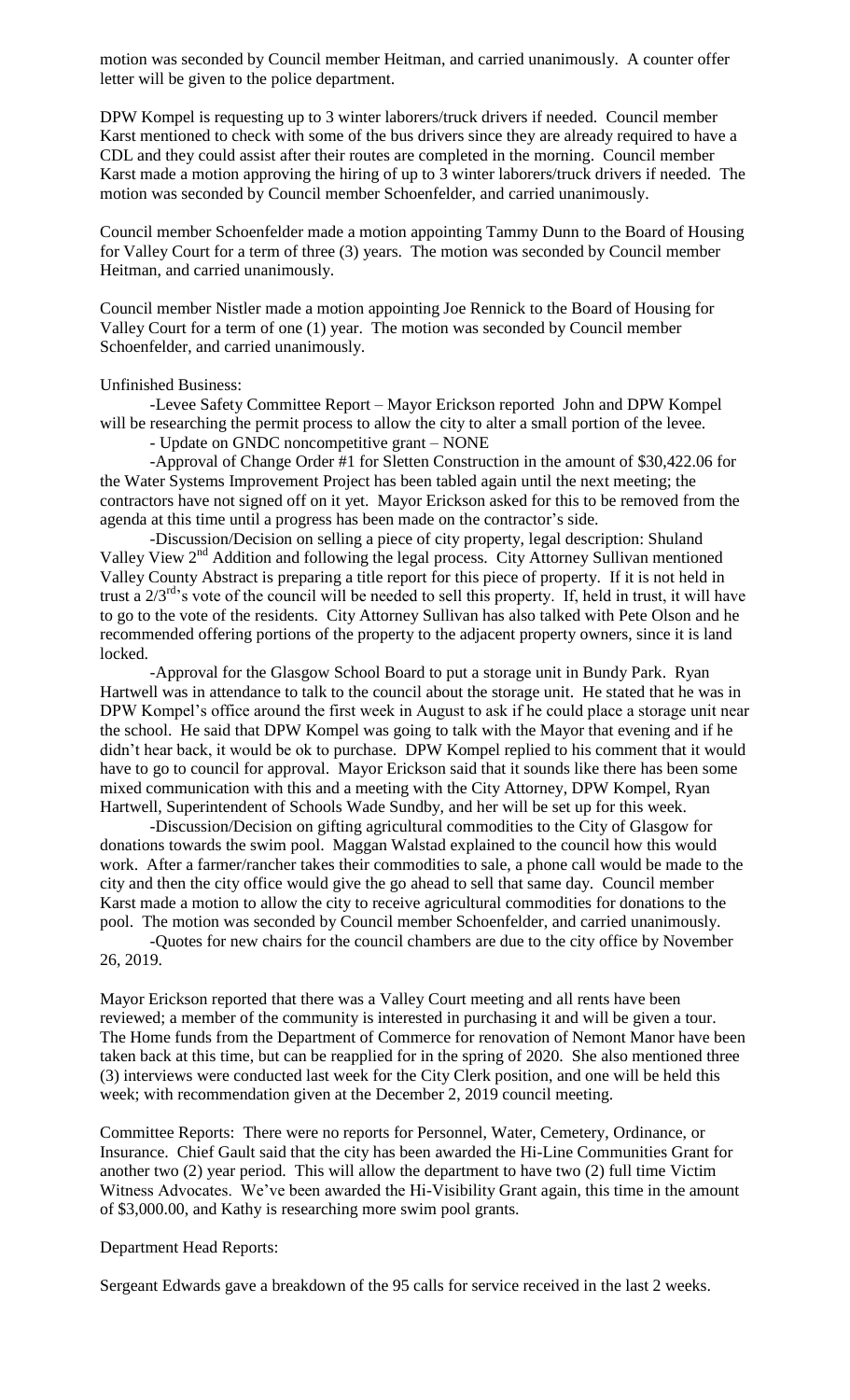motion was seconded by Council member Heitman, and carried unanimously. A counter offer letter will be given to the police department.

DPW Kompel is requesting up to 3 winter laborers/truck drivers if needed. Council member Karst mentioned to check with some of the bus drivers since they are already required to have a CDL and they could assist after their routes are completed in the morning. Council member Karst made a motion approving the hiring of up to 3 winter laborers/truck drivers if needed. The motion was seconded by Council member Schoenfelder, and carried unanimously.

Council member Schoenfelder made a motion appointing Tammy Dunn to the Board of Housing for Valley Court for a term of three (3) years. The motion was seconded by Council member Heitman, and carried unanimously.

Council member Nistler made a motion appointing Joe Rennick to the Board of Housing for Valley Court for a term of one (1) year. The motion was seconded by Council member Schoenfelder, and carried unanimously.

Unfinished Business:

-Levee Safety Committee Report – Mayor Erickson reported John and DPW Kompel will be researching the permit process to allow the city to alter a small portion of the levee.

- Update on GNDC noncompetitive grant – NONE

-Approval of Change Order #1 for Sletten Construction in the amount of $30,422.06 for the Water Systems Improvement Project has been tabled again until the next meeting; the contractors have not signed off on it yet. Mayor Erickson asked for this to be removed from the agenda at this time until a progress has been made on the contractor's side.

-Discussion/Decision on selling a piece of city property, legal description: Shuland Valley View 2nd Addition and following the legal process. City Attorney Sullivan mentioned Valley County Abstract is preparing a title report for this piece of property. If it is not held in trust a 2/3rd's vote of the council will be needed to sell this property. If, held in trust, it will have to go to the vote of the residents. City Attorney Sullivan has also talked with Pete Olson and he recommended offering portions of the property to the adjacent property owners, since it is land locked.

-Approval for the Glasgow School Board to put a storage unit in Bundy Park. Ryan Hartwell was in attendance to talk to the council about the storage unit. He stated that he was in DPW Kompel's office around the first week in August to ask if he could place a storage unit near the school. He said that DPW Kompel was going to talk with the Mayor that evening and if he didn't hear back, it would be ok to purchase. DPW Kompel replied to his comment that it would have to go to council for approval. Mayor Erickson said that it sounds like there has been some mixed communication with this and a meeting with the City Attorney, DPW Kompel, Ryan Hartwell, Superintendent of Schools Wade Sundby, and her will be set up for this week.

-Discussion/Decision on gifting agricultural commodities to the City of Glasgow for donations towards the swim pool. Maggan Walstad explained to the council how this would work. After a farmer/rancher takes their commodities to sale, a phone call would be made to the city and then the city office would give the go ahead to sell that same day. Council member Karst made a motion to allow the city to receive agricultural commodities for donations to the pool. The motion was seconded by Council member Schoenfelder, and carried unanimously.

-Quotes for new chairs for the council chambers are due to the city office by November 26, 2019.

Mayor Erickson reported that there was a Valley Court meeting and all rents have been reviewed; a member of the community is interested in purchasing it and will be given a tour. The Home funds from the Department of Commerce for renovation of Nemont Manor have been taken back at this time, but can be reapplied for in the spring of 2020. She also mentioned three (3) interviews were conducted last week for the City Clerk position, and one will be held this week; with recommendation given at the December 2, 2019 council meeting.

Committee Reports: There were no reports for Personnel, Water, Cemetery, Ordinance, or Insurance. Chief Gault said that the city has been awarded the Hi-Line Communities Grant for another two (2) year period. This will allow the department to have two (2) full time Victim Witness Advocates. We've been awarded the Hi-Visibility Grant again, this time in the amount of $3,000.00, and Kathy is researching more swim pool grants.

Department Head Reports:

Sergeant Edwards gave a breakdown of the 95 calls for service received in the last 2 weeks.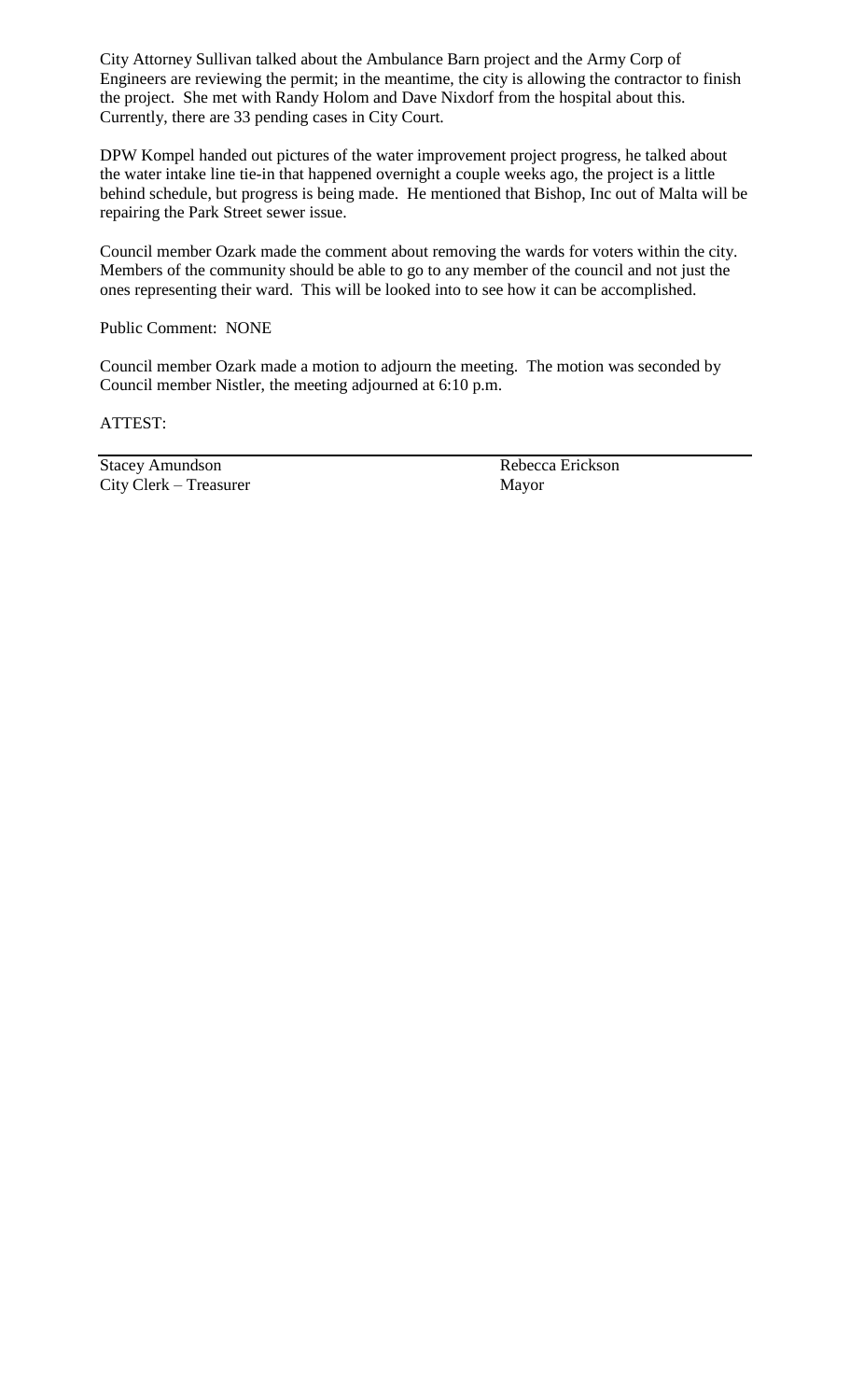City Attorney Sullivan talked about the Ambulance Barn project and the Army Corp of Engineers are reviewing the permit; in the meantime, the city is allowing the contractor to finish the project. She met with Randy Holom and Dave Nixdorf from the hospital about this. Currently, there are 33 pending cases in City Court.

DPW Kompel handed out pictures of the water improvement project progress, he talked about the water intake line tie-in that happened overnight a couple weeks ago, the project is a little behind schedule, but progress is being made. He mentioned that Bishop, Inc out of Malta will be repairing the Park Street sewer issue.

Council member Ozark made the comment about removing the wards for voters within the city. Members of the community should be able to go to any member of the council and not just the ones representing their ward. This will be looked into to see how it can be accomplished.

Public Comment: NONE

Council member Ozark made a motion to adjourn the meeting. The motion was seconded by Council member Nistler, the meeting adjourned at 6:10 p.m.

ATTEST:

Stacey Amundson
City Clerk – Treasurer

Rebecca Erickson
Mayor